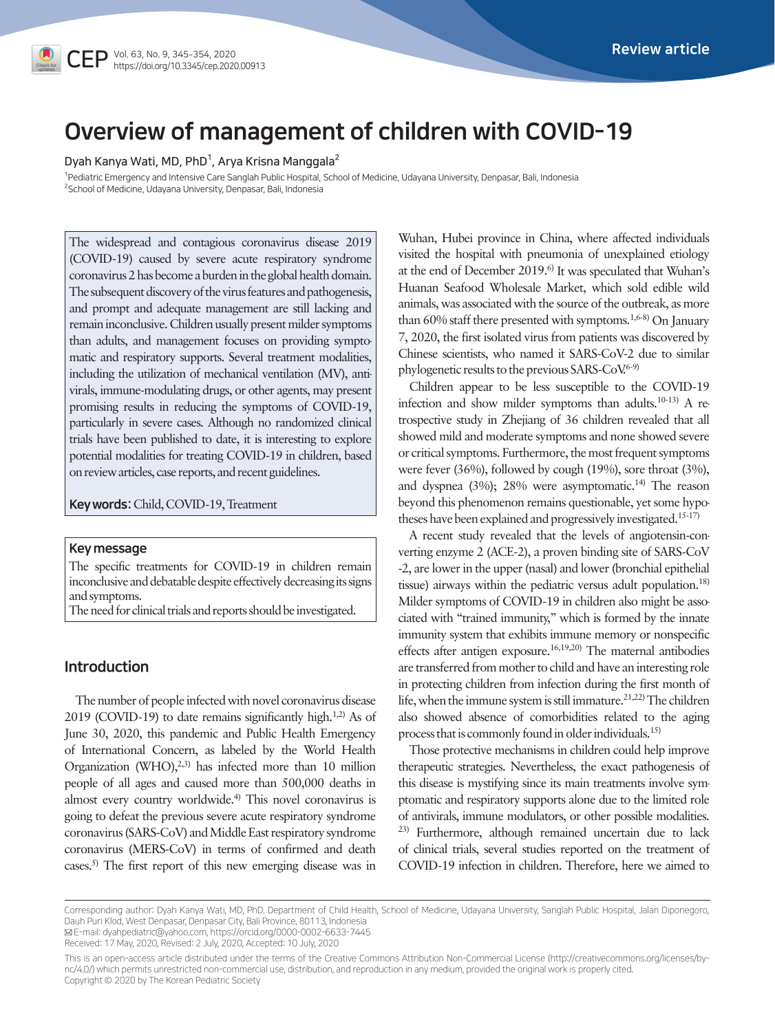Review article

# Overview of management of children with COVID-19

Dyah Kanya Wati, MD, PhD[1], Arya Krisna Manggala[2]

[1]Pediatric Emergency and Intensive Care Sanglah Public Hospital, School of Medicine, Udayana University, Denpasar, Bali, Indonesia
[2]School of Medicine, Udayana University, Denpasar, Bali, Indonesia

The widespread and contagious coronavirus disease 2019 (COVID-19) caused by severe acute respiratory syndrome coronavirus 2 has become a burden in the global health domain. The subsequent discovery of the virus features and pathogenesis, and prompt and adequate management are still lacking and remain inconclusive. Children usually present milder symptoms than adults, and management focuses on providing symptomatic and respiratory supports. Several treatment modalities, including the utilization of mechanical ventilation (MV), antivirals, immune-modulating drugs, or other agents, may present promising results in reducing the symptoms of COVID-19, particularly in severe cases. Although no randomized clinical trials have been published to date, it is interesting to explore potential modalities for treating COVID-19 in children, based on review articles, case reports, and recent guidelines.

**Key words:** Child, COVID-19, Treatment

**Key message**

The specific treatments for COVID-19 in children remain inconclusive and debatable despite effectively decreasing its signs and symptoms.
The need for clinical trials and reports should be investigated.

## Introduction

The number of people infected with novel coronavirus disease 2019 (COVID-19) to date remains significantly high.[1,2] As of June 30, 2020, this pandemic and Public Health Emergency of International Concern, as labeled by the World Health Organization (WHO),[2,3] has infected more than 10 million people of all ages and caused more than 500,000 deaths in almost every country worldwide.[4] This novel coronavirus is going to defeat the previous severe acute respiratory syndrome coronavirus (SARS-CoV) and Middle East respiratory syndrome coronavirus (MERS-CoV) in terms of confirmed and death cases.[5] The first report of this new emerging disease was in Wuhan, Hubei province in China, where affected individuals visited the hospital with pneumonia of unexplained etiology at the end of December 2019.[6] It was speculated that Wuhan's Huanan Seafood Wholesale Market, which sold edible wild animals, was associated with the source of the outbreak, as more than 60% staff there presented with symptoms.[1,6-8] On January 7, 2020, the first isolated virus from patients was discovered by Chinese scientists, who named it SARS-CoV-2 due to similar phylogenetic results to the previous SARS-CoV.[6-9]

Children appear to be less susceptible to the COVID-19 infection and show milder symptoms than adults.[10-13] A retrospective study in Zhejiang of 36 children revealed that all showed mild and moderate symptoms and none showed severe or critical symptoms. Furthermore, the most frequent symptoms were fever (36%), followed by cough (19%), sore throat (3%), and dyspnea (3%); 28% were asymptomatic.[14] The reason beyond this phenomenon remains questionable, yet some hypotheses have been explained and progressively investigated.[15-17]

A recent study revealed that the levels of angiotensin-converting enzyme 2 (ACE-2), a proven binding site of SARS-CoV-2, are lower in the upper (nasal) and lower (bronchial epithelial tissue) airways within the pediatric versus adult population.[18] Milder symptoms of COVID-19 in children also might be associated with "trained immunity," which is formed by the innate immunity system that exhibits immune memory or nonspecific effects after antigen exposure.[16,19,20] The maternal antibodies are transferred from mother to child and have an interesting role in protecting children from infection during the first month of life, when the immune system is still immature.[21,22] The children also showed absence of comorbidities related to the aging process that is commonly found in older individuals.[15]

Those protective mechanisms in children could help improve therapeutic strategies. Nevertheless, the exact pathogenesis of this disease is mystifying since its main treatments involve symptomatic and respiratory supports alone due to the limited role of antivirals, immune modulators, or other possible modalities.[23] Furthermore, although remained uncertain due to lack of clinical trials, several studies reported on the treatment of COVID-19 infection in children. Therefore, here we aimed to

Corresponding author: Dyah Kanya Wati, MD, PhD. Department of Child Health, School of Medicine, Udayana University, Sanglah Public Hospital, Jalan Diponegoro, Dauh Puri Klod, West Denpasar, Denpasar City, Bali Province, 80113, Indonesia
E-mail: dyahpediatric@yahoo.com, https://orcid.org/0000-0002-6633-7445
Received: 17 May, 2020, Revised: 2 July, 2020, Accepted: 10 July, 2020

This is an open-access article distributed under the terms of the Creative Commons Attribution Non-Commercial License (http://creativecommons.org/licenses/by-nc/4.0/) which permits unrestricted non-commercial use, distribution, and reproduction in any medium, provided the original work is properly cited.
Copyright © 2020 by The Korean Pediatric Society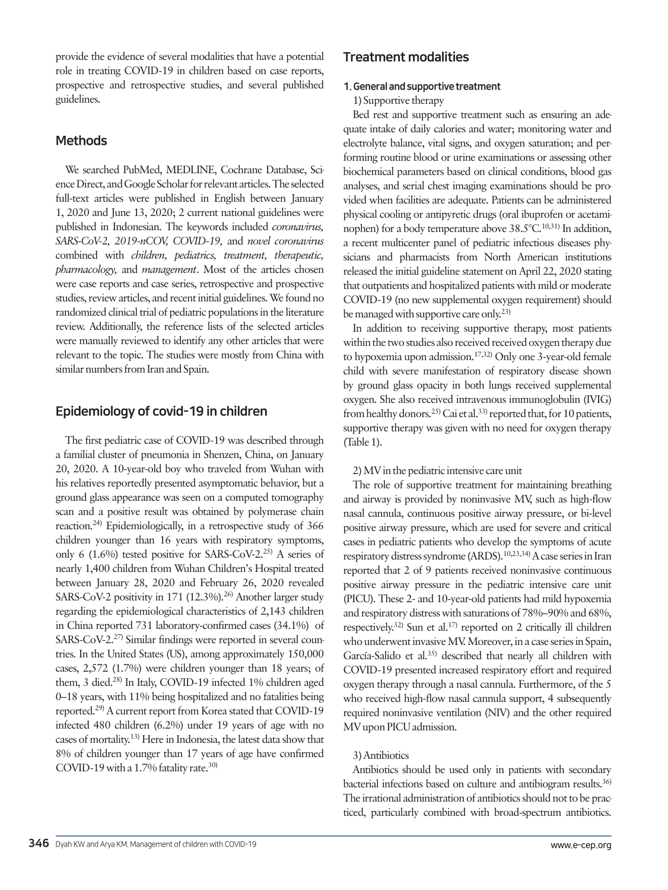provide the evidence of several modalities that have a potential role in treating COVID-19 in children based on case reports, prospective and retrospective studies, and several published guidelines.

## Methods

We searched PubMed, MEDLINE, Cochrane Database, Science Direct, and Google Scholar for relevant articles. The selected full-text articles were published in English between January 1, 2020 and June 13, 2020; 2 current national guidelines were published in Indonesian. The keywords included *coronavirus, SARS-CoV-2, 2019-nCOV, COVID-19,* and *novel coronavirus* combined with *children, pediatrics, treatment, therapeutic, pharmacology,* and *management*. Most of the articles chosen were case reports and case series, retrospective and prospective studies, review articles, and recent initial guidelines. We found no randomized clinical trial of pediatric populations in the literature review. Additionally, the reference lists of the selected articles were manually reviewed to identify any other articles that were relevant to the topic. The studies were mostly from China with similar numbers from Iran and Spain.

## Epidemiology of covid-19 in children

The first pediatric case of COVID-19 was described through a familial cluster of pneumonia in Shenzen, China, on January 20, 2020. A 10-year-old boy who traveled from Wuhan with his relatives reportedly presented asymptomatic behavior, but a ground glass appearance was seen on a computed tomography scan and a positive result was obtained by polymerase chain reaction.[24] Epidemiologically, in a retrospective study of 366 children younger than 16 years with respiratory symptoms, only 6 (1.6%) tested positive for SARS-CoV-2.[25] A series of nearly 1,400 children from Wuhan Children's Hospital treated between January 28, 2020 and February 26, 2020 revealed SARS-CoV-2 positivity in 171 (12.3%).[26] Another larger study regarding the epidemiological characteristics of 2,143 children in China reported 731 laboratory-confirmed cases (34.1%) of SARS-CoV-2.[27] Similar findings were reported in several countries. In the United States (US), among approximately 150,000 cases, 2,572 (1.7%) were children younger than 18 years; of them, 3 died.[28] In Italy, COVID-19 infected 1% children aged 0–18 years, with 11% being hospitalized and no fatalities being reported.[29] A current report from Korea stated that COVID-19 infected 480 children (6.2%) under 19 years of age with no cases of mortality.[13] Here in Indonesia, the latest data show that 8% of children younger than 17 years of age have confirmed COVID-19 with a 1.7% fatality rate.[30]

## Treatment modalities

### 1. General and supportive treatment

1) Supportive therapy

Bed rest and supportive treatment such as ensuring an adequate intake of daily calories and water; monitoring water and electrolyte balance, vital signs, and oxygen saturation; and performing routine blood or urine examinations or assessing other biochemical parameters based on clinical conditions, blood gas analyses, and serial chest imaging examinations should be provided when facilities are adequate. Patients can be administered physical cooling or antipyretic drugs (oral ibuprofen or acetaminophen) for a body temperature above 38.5°C.[10,31] In addition, a recent multicenter panel of pediatric infectious diseases physicians and pharmacists from North American institutions released the initial guideline statement on April 22, 2020 stating that outpatients and hospitalized patients with mild or moderate COVID-19 (no new supplemental oxygen requirement) should be managed with supportive care only.[23]

In addition to receiving supportive therapy, most patients within the two studies also received received oxygen therapy due to hypoxemia upon admission.[17,32] Only one 3-year-old female child with severe manifestation of respiratory disease shown by ground glass opacity in both lungs received supplemental oxygen. She also received intravenous immunoglobulin (IVIG) from healthy donors.[25] Cai et al.[33] reported that, for 10 patients, supportive therapy was given with no need for oxygen therapy (Table 1).

2) MV in the pediatric intensive care unit

The role of supportive treatment for maintaining breathing and airway is provided by noninvasive MV, such as high-flow nasal cannula, continuous positive airway pressure, or bi-level positive airway pressure, which are used for severe and critical cases in pediatric patients who develop the symptoms of acute respiratory distress syndrome (ARDS).[10,23,34] A case series in Iran reported that 2 of 9 patients received noninvasive continuous positive airway pressure in the pediatric intensive care unit (PICU). These 2- and 10-year-old patients had mild hypoxemia and respiratory distress with saturations of 78%–90% and 68%, respectively.[32] Sun et al.[17] reported on 2 critically ill children who underwent invasive MV. Moreover, in a case series in Spain, García-Salido et al.[35] described that nearly all children with COVID-19 presented increased respiratory effort and required oxygen therapy through a nasal cannula. Furthermore, of the 5 who received high-flow nasal cannula support, 4 subsequently required noninvasive ventilation (NIV) and the other required MV upon PICU admission.

3) Antibiotics

Antibiotics should be used only in patients with secondary bacterial infections based on culture and antibiogram results.[36] The irrational administration of antibiotics should not to be practiced, particularly combined with broad-spectrum antibiotics.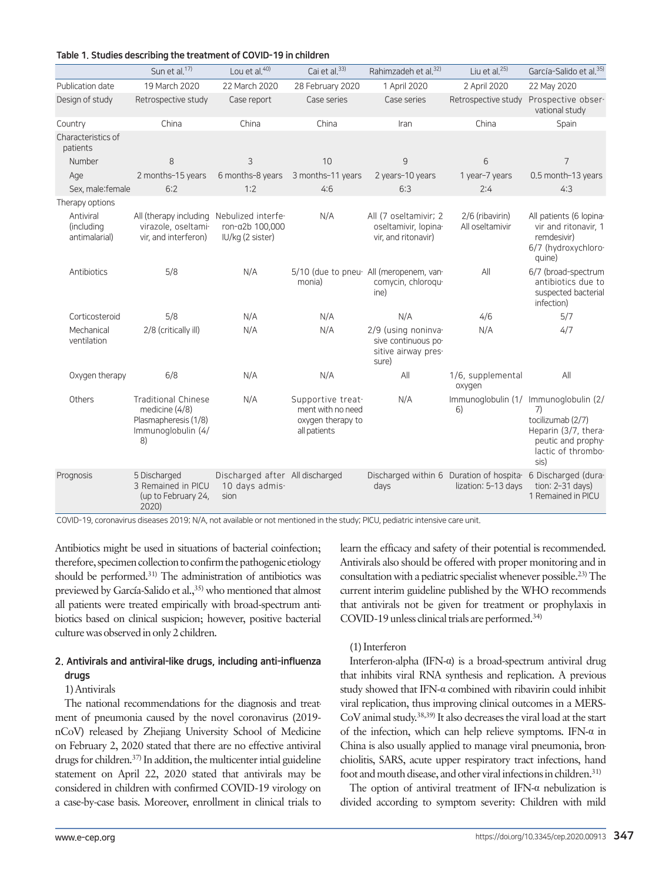**Table 1. Studies describing the treatment of COVID-19 in children**

| | Sun et al.[17] | Lou et al.[40] | Cai et al.[33] | Rahimzadeh et al.[32] | Liu et al.[25] | García-Salido et al.[35] |
|---|---|---|---|---|---|---|
| Publication date | 19 March 2020 | 22 March 2020 | 28 February 2020 | 1 April 2020 | 2 April 2020 | 22 May 2020 |
| Design of study | Retrospective study | Case report | Case series | Case series | Retrospective study | Prospective observational study |
| Country | China | China | China | Iran | China | Spain |
| Characteristics of patients | | | | | | |
| Number | 8 | 3 | 10 | 9 | 6 | 7 |
| Age | 2 months–15 years | 6 months–8 years | 3 months–11 years | 2 years–10 years | 1 year–7 years | 0.5 month–13 years |
| Sex, male:female | 6:2 | 1:2 | 4:6 | 6:3 | 2:4 | 4:3 |
| Therapy options | | | | | | |
| Antiviral (including antimalarial) | All (therapy including virazole, oseltamivir, and interferon) | Nebulized interferon-α2b 100,000 IU/kg (2 sister) | N/A | All (7 oseltamivir; 2 oseltamivir, lopinavir, and ritonavir) | 2/6 (ribavirin) All oseltamivir | All patients (6 lopinavir and ritonavir, 1 remdesivir) 6/7 (hydroxychloroquine) |
| Antibiotics | 5/8 | N/A | 5/10 (due to pneumonia) | All (meropenem, vancomycin, chloroquine) | All | 6/7 (broad-spectrum antibiotics due to suspected bacterial infection) |
| Corticosteroid | 5/8 | N/A | N/A | N/A | 4/6 | 5/7 |
| Mechanical ventilation | 2/8 (critically ill) | N/A | N/A | 2/9 (using noninvasive continuous positive airway pressure) | N/A | 4/7 |
| Oxygen therapy | 6/8 | N/A | N/A | All | 1/6, supplemental oxygen | All |
| Others | Traditional Chinese medicine (4/8) Plasmapheresis (1/8) Immunoglobulin (4/8) | N/A | Supportive treatment with no need oxygen therapy to all patients | N/A | Immunoglobulin (1/6) | Immunoglobulin (2/7) tocilizumab (2/7) Heparin (3/7, therapeutic and prophylactic of thrombosis) |
| Prognosis | 5 Discharged 3 Remained in PICU (up to February 24, 2020) | Discharged after 10 days admission | All discharged | Discharged within 6 days | Duration of hospitalization: 5–13 days | 6 Discharged (duration: 2–31 days) 1 Remained in PICU |

COVID-19, coronavirus diseases 2019; N/A, not available or not mentioned in the study; PICU, pediatric intensive care unit.

Antibiotics might be used in situations of bacterial coinfection; therefore, specimen collection to confirm the pathogenic etiology should be performed.[31] The administration of antibiotics was previewed by García-Salido et al.,[35] who mentioned that almost all patients were treated empirically with broad-spectrum antibiotics based on clinical suspicion; however, positive bacterial culture was observed in only 2 children.

## 2. Antivirals and antiviral-like drugs, including anti-influenza drugs

1) Antivirals

The national recommendations for the diagnosis and treatment of pneumonia caused by the novel coronavirus (2019-nCoV) released by Zhejiang University School of Medicine on February 2, 2020 stated that there are no effective antiviral drugs for children.[37] In addition, the multicenter intial guideline statement on April 22, 2020 stated that antivirals may be considered in children with confirmed COVID-19 virology on a case-by-case basis. Moreover, enrollment in clinical trials to learn the efficacy and safety of their potential is recommended. Antivirals also should be offered with proper monitoring and in consultation with a pediatric specialist whenever possible.[23] The current interim guideline published by the WHO recommends that antivirals not be given for treatment or prophylaxis in COVID-19 unless clinical trials are performed.[34]

(1) Interferon

Interferon-alpha (IFN-α) is a broad-spectrum antiviral drug that inhibits viral RNA synthesis and replication. A previous study showed that IFN-α combined with ribavirin could inhibit viral replication, thus improving clinical outcomes in a MERS-CoV animal study.[38,39] It also decreases the viral load at the start of the infection, which can help relieve symptoms. IFN-α in China is also usually applied to manage viral pneumonia, bronchiolitis, SARS, acute upper respiratory tract infections, hand foot and mouth disease, and other viral infections in children.[31]

The option of antiviral treatment of IFN-α nebulization is divided according to symptom severity: Children with mild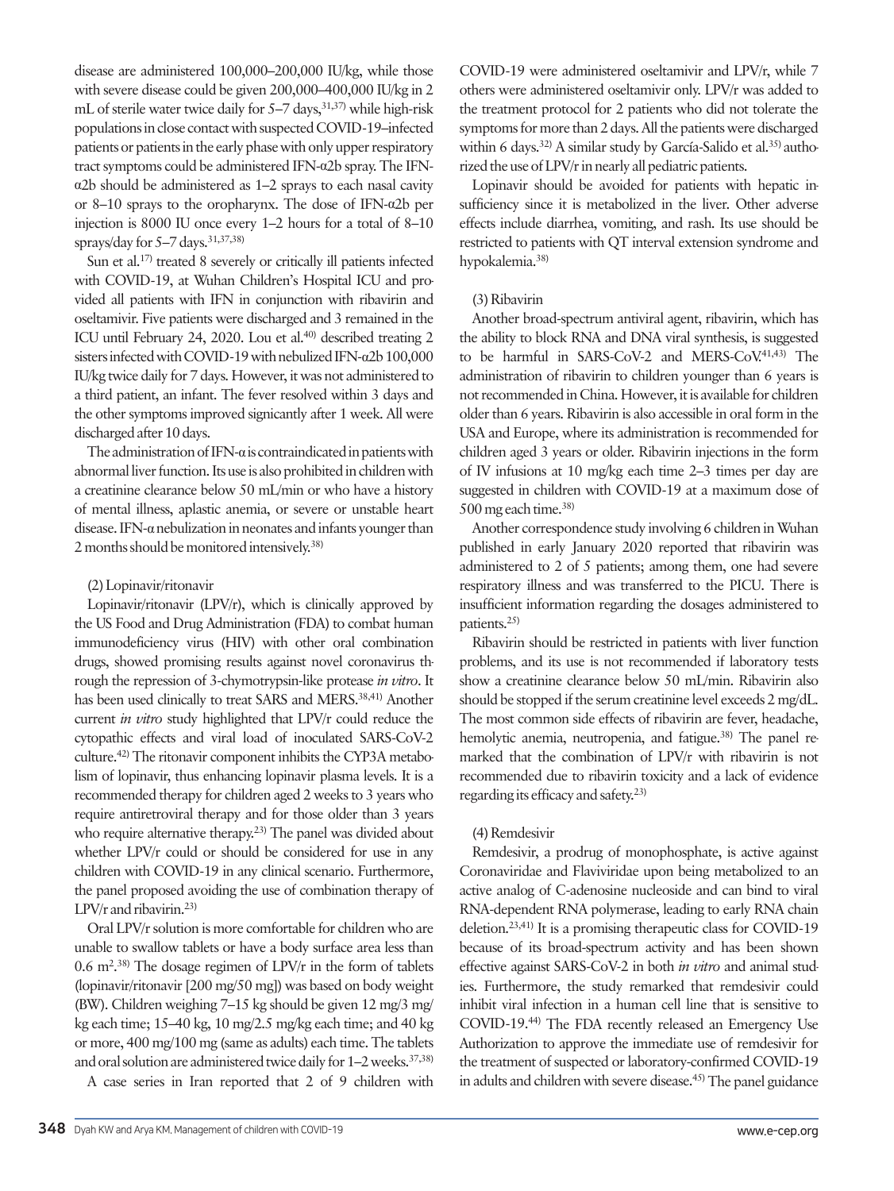disease are administered 100,000–200,000 IU/kg, while those with severe disease could be given 200,000–400,000 IU/kg in 2 mL of sterile water twice daily for 5–7 days,[31,37] while high-risk populations in close contact with suspected COVID-19–infected patients or patients in the early phase with only upper respiratory tract symptoms could be administered IFN-α2b spray. The IFN-α2b should be administered as 1–2 sprays to each nasal cavity or 8–10 sprays to the oropharynx. The dose of IFN-α2b per injection is 8000 IU once every 1–2 hours for a total of 8–10 sprays/day for 5–7 days.[31,37,38]

Sun et al.[17] treated 8 severely or critically ill patients infected with COVID-19, at Wuhan Children's Hospital ICU and provided all patients with IFN in conjunction with ribavirin and oseltamivir. Five patients were discharged and 3 remained in the ICU until February 24, 2020. Lou et al.[40] described treating 2 sisters infected with COVID-19 with nebulized IFN-α2b 100,000 IU/kg twice daily for 7 days. However, it was not administered to a third patient, an infant. The fever resolved within 3 days and the other symptoms improved signicantly after 1 week. All were discharged after 10 days.

The administration of IFN-α is contraindicated in patients with abnormal liver function. Its use is also prohibited in children with a creatinine clearance below 50 mL/min or who have a history of mental illness, aplastic anemia, or severe or unstable heart disease. IFN-α nebulization in neonates and infants younger than 2 months should be monitored intensively.[38]

(2) Lopinavir/ritonavir

Lopinavir/ritonavir (LPV/r), which is clinically approved by the US Food and Drug Administration (FDA) to combat human immunodeficiency virus (HIV) with other oral combination drugs, showed promising results against novel coronavirus through the repression of 3-chymotrypsin-like protease *in vitro*. It has been used clinically to treat SARS and MERS.[38,41] Another current *in vitro* study highlighted that LPV/r could reduce the cytopathic effects and viral load of inoculated SARS-CoV-2 culture.[42] The ritonavir component inhibits the CYP3A metabolism of lopinavir, thus enhancing lopinavir plasma levels. It is a recommended therapy for children aged 2 weeks to 3 years who require antiretroviral therapy and for those older than 3 years who require alternative therapy.[23] The panel was divided about whether LPV/r could or should be considered for use in any children with COVID-19 in any clinical scenario. Furthermore, the panel proposed avoiding the use of combination therapy of LPV/r and ribavirin.[23]

Oral LPV/r solution is more comfortable for children who are unable to swallow tablets or have a body surface area less than 0.6 $m^2$.[38] The dosage regimen of LPV/r in the form of tablets (lopinavir/ritonavir [200 mg/50 mg]) was based on body weight (BW). Children weighing 7–15 kg should be given 12 mg/3 mg/kg each time; 15–40 kg, 10 mg/2.5 mg/kg each time; and 40 kg or more, 400 mg/100 mg (same as adults) each time. The tablets and oral solution are administered twice daily for 1–2 weeks.[37,38]

A case series in Iran reported that 2 of 9 children with COVID-19 were administered oseltamivir and LPV/r, while 7 others were administered oseltamivir only. LPV/r was added to the treatment protocol for 2 patients who did not tolerate the symptoms for more than 2 days. All the patients were discharged within 6 days.[32] A similar study by García-Salido et al.[35] authorized the use of LPV/r in nearly all pediatric patients.

Lopinavir should be avoided for patients with hepatic insufficiency since it is metabolized in the liver. Other adverse effects include diarrhea, vomiting, and rash. Its use should be restricted to patients with QT interval extension syndrome and hypokalemia.[38]

(3) Ribavirin

Another broad-spectrum antiviral agent, ribavirin, which has the ability to block RNA and DNA viral synthesis, is suggested to be harmful in SARS-CoV-2 and MERS-CoV.[41,43] The administration of ribavirin to children younger than 6 years is not recommended in China. However, it is available for children older than 6 years. Ribavirin is also accessible in oral form in the USA and Europe, where its administration is recommended for children aged 3 years or older. Ribavirin injections in the form of IV infusions at 10 mg/kg each time 2–3 times per day are suggested in children with COVID-19 at a maximum dose of 500 mg each time.[38]

Another correspondence study involving 6 children in Wuhan published in early January 2020 reported that ribavirin was administered to 2 of 5 patients; among them, one had severe respiratory illness and was transferred to the PICU. There is insufficient information regarding the dosages administered to patients.[25]

Ribavirin should be restricted in patients with liver function problems, and its use is not recommended if laboratory tests show a creatinine clearance below 50 mL/min. Ribavirin also should be stopped if the serum creatinine level exceeds 2 mg/dL. The most common side effects of ribavirin are fever, headache, hemolytic anemia, neutropenia, and fatigue.[38] The panel remarked that the combination of LPV/r with ribavirin is not recommended due to ribavirin toxicity and a lack of evidence regarding its efficacy and safety.[23]

(4) Remdesivir

Remdesivir, a prodrug of monophosphate, is active against Coronaviridae and Flaviviridae upon being metabolized to an active analog of C-adenosine nucleoside and can bind to viral RNA-dependent RNA polymerase, leading to early RNA chain deletion.[23,41] It is a promising therapeutic class for COVID-19 because of its broad-spectrum activity and has been shown effective against SARS-CoV-2 in both *in vitro* and animal studies. Furthermore, the study remarked that remdesivir could inhibit viral infection in a human cell line that is sensitive to COVID-19.[44] The FDA recently released an Emergency Use Authorization to approve the immediate use of remdesivir for the treatment of suspected or laboratory-confirmed COVID-19 in adults and children with severe disease.[45] The panel guidance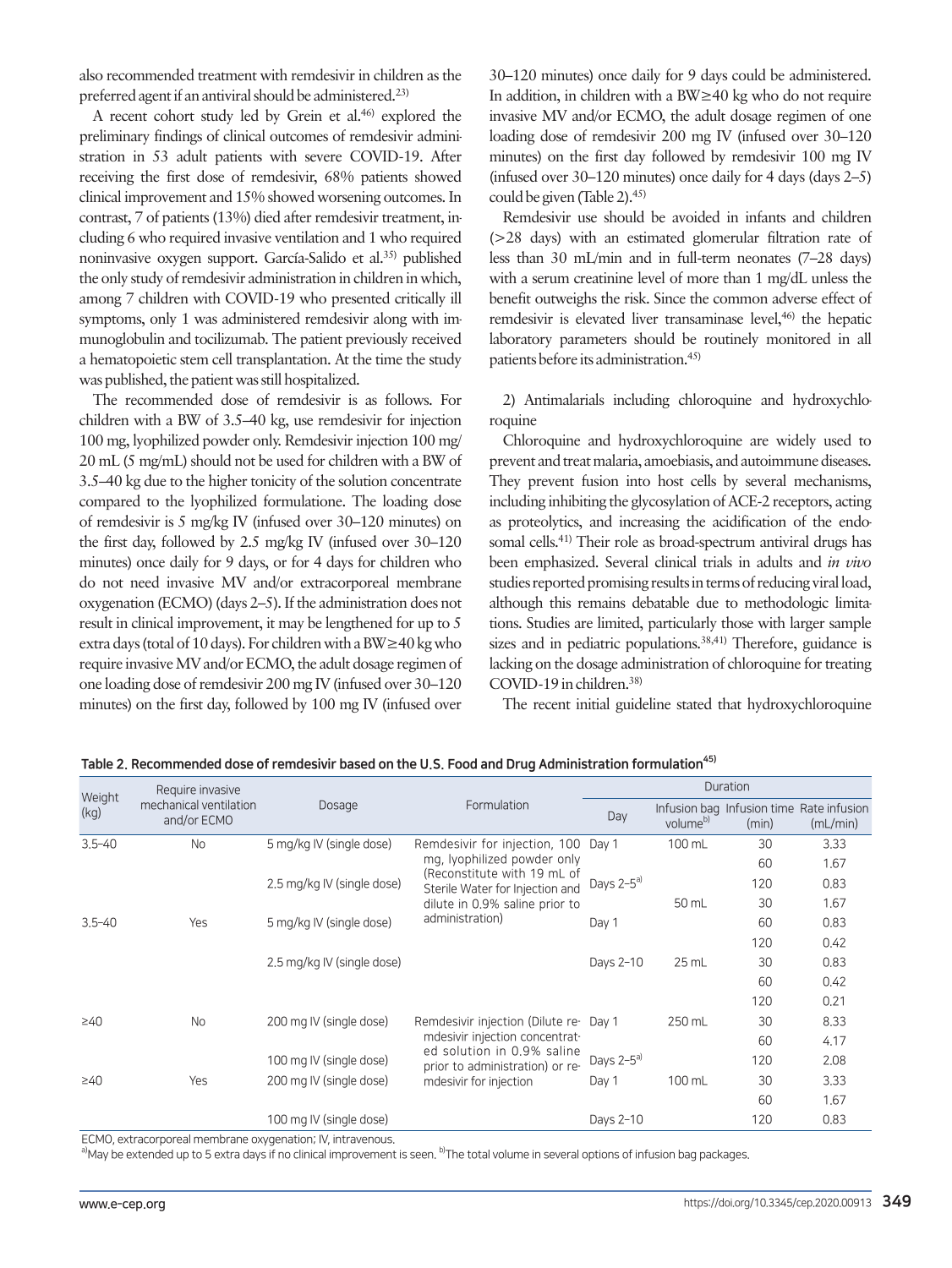also recommended treatment with remdesivir in children as the preferred agent if an antiviral should be administered.[23)]

A recent cohort study led by Grein et al.[46)] explored the preliminary findings of clinical outcomes of remdesivir administration in 53 adult patients with severe COVID-19. After receiving the first dose of remdesivir, 68% patients showed clinical improvement and 15% showed worsening outcomes. In contrast, 7 of patients (13%) died after remdesivir treatment, including 6 who required invasive ventilation and 1 who required noninvasive oxygen support. García-Salido et al.[35)] published the only study of remdesivir administration in children in which, among 7 children with COVID-19 who presented critically ill symptoms, only 1 was administered remdesivir along with immunoglobulin and tocilizumab. The patient previously received a hematopoietic stem cell transplantation. At the time the study was published, the patient was still hospitalized.

The recommended dose of remdesivir is as follows. For children with a BW of 3.5–40 kg, use remdesivir for injection 100 mg, lyophilized powder only. Remdesivir injection 100 mg/20 mL (5 mg/mL) should not be used for children with a BW of 3.5–40 kg due to the higher tonicity of the solution concentrate compared to the lyophilized formulatione. The loading dose of remdesivir is 5 mg/kg IV (infused over 30–120 minutes) on the first day, followed by 2.5 mg/kg IV (infused over 30–120 minutes) once daily for 9 days, or for 4 days for children who do not need invasive MV and/or extracorporeal membrane oxygenation (ECMO) (days 2–5). If the administration does not result in clinical improvement, it may be lengthened for up to 5 extra days (total of 10 days). For children with a BW≥40 kg who require invasive MV and/or ECMO, the adult dosage regimen of one loading dose of remdesivir 200 mg IV (infused over 30–120 minutes) on the first day, followed by 100 mg IV (infused over 30–120 minutes) once daily for 9 days could be administered. In addition, in children with a BW≥40 kg who do not require invasive MV and/or ECMO, the adult dosage regimen of one loading dose of remdesivir 200 mg IV (infused over 30–120 minutes) on the first day followed by remdesivir 100 mg IV (infused over 30–120 minutes) once daily for 4 days (days 2–5) could be given (Table 2).[45)]

Remdesivir use should be avoided in infants and children (>28 days) with an estimated glomerular filtration rate of less than 30 mL/min and in full-term neonates (7–28 days) with a serum creatinine level of more than 1 mg/dL unless the benefit outweighs the risk. Since the common adverse effect of remdesivir is elevated liver transaminase level,[46)] the hepatic laboratory parameters should be routinely monitored in all patients before its administration.[45)]

2) Antimalarials including chloroquine and hydroxychloroquine

Chloroquine and hydroxychloroquine are widely used to prevent and treat malaria, amoebiasis, and autoimmune diseases. They prevent fusion into host cells by several mechanisms, including inhibiting the glycosylation of ACE-2 receptors, acting as proteolytics, and increasing the acidification of the endosomal cells.[41)] Their role as broad-spectrum antiviral drugs has been emphasized. Several clinical trials in adults and *in vivo* studies reported promising results in terms of reducing viral load, although this remains debatable due to methodologic limitations. Studies are limited, particularly those with larger sample sizes and in pediatric populations.[38,41)] Therefore, guidance is lacking on the dosage administration of chloroquine for treating COVID-19 in children.[38)]

The recent initial guideline stated that hydroxychloroquine

**Table 2. Recommended dose of remdesivir based on the U.S. Food and Drug Administration formulation[45)]**

| Weight (kg) | Require invasive mechanical ventilation and/or ECMO | Dosage | Formulation | Duration | | | |
|---|---|---|---|---|---|---|---|
| | | | | Day | Infusion bag volume[b)] | Infusion time (min) | Rate infusion (mL/min) |
| 3.5–40 | No | 5 mg/kg IV (single dose) | Remdesivir for injection, 100 mg, lyophilized powder only (Reconstitute with 19 mL of Sterile Water for Injection and dilute in 0.9% saline prior to administration) | Day 1 | 100 mL | 30 | 3.33 |
| | | | | | | 60 | 1.67 |
| | | 2.5 mg/kg IV (single dose) | | Days 2–5[a)] | | 120 | 0.83 |
| | | | | | 50 mL | 30 | 1.67 |
| 3.5–40 | Yes | 5 mg/kg IV (single dose) | | Day 1 | | 60 | 0.83 |
| | | | | | | 120 | 0.42 |
| | | 2.5 mg/kg IV (single dose) | | Days 2–10 | 25 mL | 30 | 0.83 |
| | | | | | | 60 | 0.42 |
| | | | | | | 120 | 0.21 |
| ≥40 | No | 200 mg IV (single dose) | Remdesivir injection (Dilute remdesivir injection concentrated solution in 0.9% saline prior to administration) or remdesivir for injection | Day 1 | 250 mL | 30 | 8.33 |
| | | | | | | 60 | 4.17 |
| | | 100 mg IV (single dose) | | Days 2–5[a)] | | 120 | 2.08 |
| ≥40 | Yes | 200 mg IV (single dose) | | Day 1 | 100 mL | 30 | 3.33 |
| | | | | | | 60 | 1.67 |
| | | 100 mg IV (single dose) | | Days 2–10 | | 120 | 0.83 |

ECMO, extracorporeal membrane oxygenation; IV, intravenous.
[a)]May be extended up to 5 extra days if no clinical improvement is seen. [b)]The total volume in several options of infusion bag packages.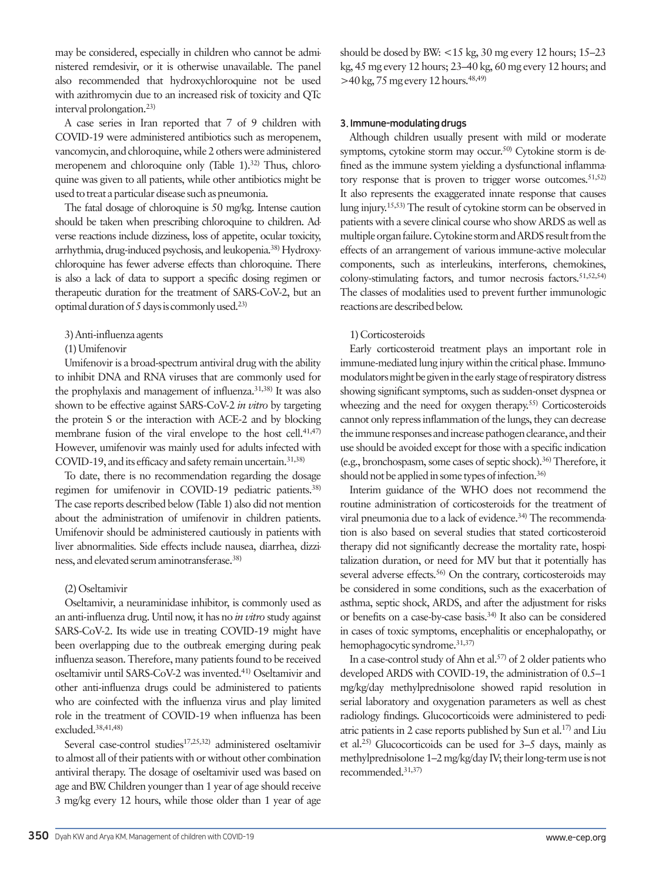may be considered, especially in children who cannot be administered remdesivir, or it is otherwise unavailable. The panel also recommended that hydroxychloroquine not be used with azithromycin due to an increased risk of toxicity and QTc interval prolongation.[23]

A case series in Iran reported that 7 of 9 children with COVID-19 were administered antibiotics such as meropenem, vancomycin, and chloroquine, while 2 others were administered meropenem and chloroquine only (Table 1).[32] Thus, chloroquine was given to all patients, while other antibiotics might be used to treat a particular disease such as pneumonia.

The fatal dosage of chloroquine is 50 mg/kg. Intense caution should be taken when prescribing chloroquine to children. Adverse reactions include dizziness, loss of appetite, ocular toxicity, arrhythmia, drug-induced psychosis, and leukopenia.[38] Hydroxychloroquine has fewer adverse effects than chloroquine. There is also a lack of data to support a specific dosing regimen or therapeutic duration for the treatment of SARS-CoV-2, but an optimal duration of 5 days is commonly used.[23]

3) Anti-influenza agents

(1) Umifenovir

Umifenovir is a broad-spectrum antiviral drug with the ability to inhibit DNA and RNA viruses that are commonly used for the prophylaxis and management of influenza.[31,38] It was also shown to be effective against SARS-CoV-2 *in vitro* by targeting the protein S or the interaction with ACE-2 and by blocking membrane fusion of the viral envelope to the host cell.[41,47] However, umifenovir was mainly used for adults infected with COVID-19, and its efficacy and safety remain uncertain.[31,38]

To date, there is no recommendation regarding the dosage regimen for umifenovir in COVID-19 pediatric patients.[38] The case reports described below (Table 1) also did not mention about the administration of umifenovir in children patients. Umifenovir should be administered cautiously in patients with liver abnormalities. Side effects include nausea, diarrhea, dizziness, and elevated serum aminotransferase.[38]

(2) Oseltamivir

Oseltamivir, a neuraminidase inhibitor, is commonly used as an anti-influenza drug. Until now, it has no *in vitro* study against SARS-CoV-2. Its wide use in treating COVID-19 might have been overlapping due to the outbreak emerging during peak influenza season. Therefore, many patients found to be received oseltamivir until SARS-CoV-2 was invented.[41] Oseltamivir and other anti-influenza drugs could be administered to patients who are coinfected with the influenza virus and play limited role in the treatment of COVID-19 when influenza has been excluded.[38,41,48]

Several case-control studies[17,25,32] administered oseltamivir to almost all of their patients with or without other combination antiviral therapy. The dosage of oseltamivir used was based on age and BW. Children younger than 1 year of age should receive 3 mg/kg every 12 hours, while those older than 1 year of age should be dosed by BW: <15 kg, 30 mg every 12 hours; 15–23 kg, 45 mg every 12 hours; 23–40 kg, 60 mg every 12 hours; and >40 kg, 75 mg every 12 hours.[48,49]

### 3. Immune-modulating drugs

Although children usually present with mild or moderate symptoms, cytokine storm may occur.[50] Cytokine storm is defined as the immune system yielding a dysfunctional inflammatory response that is proven to trigger worse outcomes.[51,52] It also represents the exaggerated innate response that causes lung injury.[15,53] The result of cytokine storm can be observed in patients with a severe clinical course who show ARDS as well as multiple organ failure. Cytokine storm and ARDS result from the effects of an arrangement of various immune-active molecular components, such as interleukins, interferons, chemokines, colony-stimulating factors, and tumor necrosis factors.[51,52,54] The classes of modalities used to prevent further immunologic reactions are described below.

1) Corticosteroids

Early corticosteroid treatment plays an important role in immune-mediated lung injury within the critical phase. Immunomodulators might be given in the early stage of respiratory distress showing significant symptoms, such as sudden-onset dyspnea or wheezing and the need for oxygen therapy.[55] Corticosteroids cannot only repress inflammation of the lungs, they can decrease the immune responses and increase pathogen clearance, and their use should be avoided except for those with a specific indication (e.g., bronchospasm, some cases of septic shock).[36] Therefore, it should not be applied in some types of infection.[36]

Interim guidance of the WHO does not recommend the routine administration of corticosteroids for the treatment of viral pneumonia due to a lack of evidence.[34] The recommendation is also based on several studies that stated corticosteroid therapy did not significantly decrease the mortality rate, hospitalization duration, or need for MV but that it potentially has several adverse effects.[56] On the contrary, corticosteroids may be considered in some conditions, such as the exacerbation of asthma, septic shock, ARDS, and after the adjustment for risks or benefits on a case-by-case basis.[34] It also can be considered in cases of toxic symptoms, encephalitis or encephalopathy, or hemophagocytic syndrome.[31,37]

In a case-control study of Ahn et al.[57] of 2 older patients who developed ARDS with COVID-19, the administration of 0.5–1 mg/kg/day methylprednisolone showed rapid resolution in serial laboratory and oxygenation parameters as well as chest radiology findings. Glucocorticoids were administered to pediatric patients in 2 case reports published by Sun et al.[17] and Liu et al.[25] Glucocorticoids can be used for 3–5 days, mainly as methylprednisolone 1–2 mg/kg/day IV; their long-term use is not recommended.[31,37]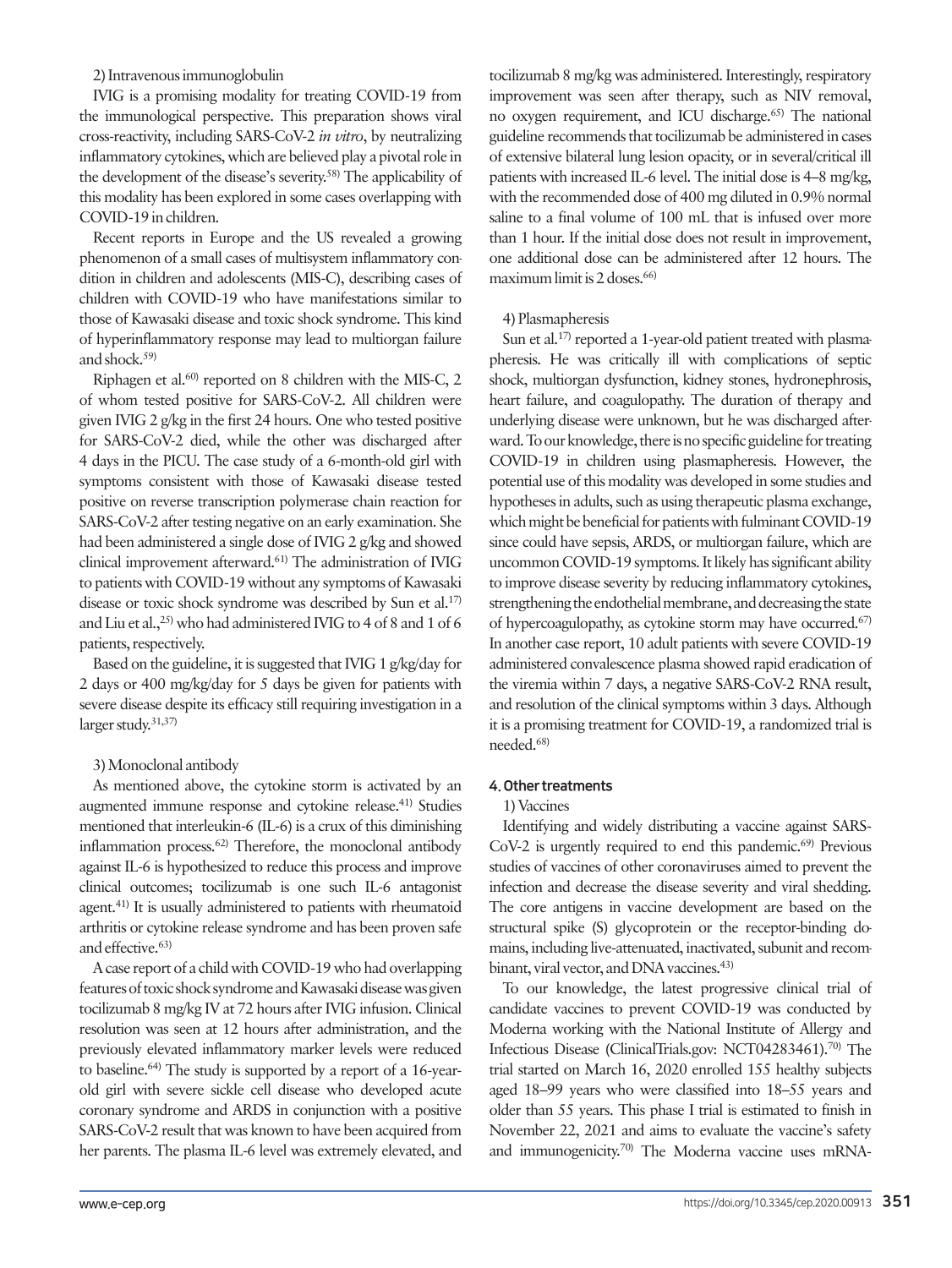2) Intravenous immunoglobulin

IVIG is a promising modality for treating COVID-19 from the immunological perspective. This preparation shows viral cross-reactivity, including SARS-CoV-2 *in vitro*, by neutralizing inflammatory cytokines, which are believed play a pivotal role in the development of the disease's severity.[58] The applicability of this modality has been explored in some cases overlapping with COVID-19 in children.

Recent reports in Europe and the US revealed a growing phenomenon of a small cases of multisystem inflammatory condition in children and adolescents (MIS-C), describing cases of children with COVID-19 who have manifestations similar to those of Kawasaki disease and toxic shock syndrome. This kind of hyperinflammatory response may lead to multiorgan failure and shock.[59]

Riphagen et al.[60] reported on 8 children with the MIS-C, 2 of whom tested positive for SARS-CoV-2. All children were given IVIG 2 g/kg in the first 24 hours. One who tested positive for SARS-CoV-2 died, while the other was discharged after 4 days in the PICU. The case study of a 6-month-old girl with symptoms consistent with those of Kawasaki disease tested positive on reverse transcription polymerase chain reaction for SARS-CoV-2 after testing negative on an early examination. She had been administered a single dose of IVIG 2 g/kg and showed clinical improvement afterward.[61] The administration of IVIG to patients with COVID-19 without any symptoms of Kawasaki disease or toxic shock syndrome was described by Sun et al.[17] and Liu et al.,[25] who had administered IVIG to 4 of 8 and 1 of 6 patients, respectively.

Based on the guideline, it is suggested that IVIG 1 g/kg/day for 2 days or 400 mg/kg/day for 5 days be given for patients with severe disease despite its efficacy still requiring investigation in a larger study.[31,37]

3) Monoclonal antibody

As mentioned above, the cytokine storm is activated by an augmented immune response and cytokine release.[41] Studies mentioned that interleukin-6 (IL-6) is a crux of this diminishing inflammation process.[62] Therefore, the monoclonal antibody against IL-6 is hypothesized to reduce this process and improve clinical outcomes; tocilizumab is one such IL-6 antagonist agent.[41] It is usually administered to patients with rheumatoid arthritis or cytokine release syndrome and has been proven safe and effective.[63]

A case report of a child with COVID-19 who had overlapping features of toxic shock syndrome and Kawasaki disease was given tocilizumab 8 mg/kg IV at 72 hours after IVIG infusion. Clinical resolution was seen at 12 hours after administration, and the previously elevated inflammatory marker levels were reduced to baseline.[64] The study is supported by a report of a 16-year-old girl with severe sickle cell disease who developed acute coronary syndrome and ARDS in conjunction with a positive SARS-CoV-2 result that was known to have been acquired from her parents. The plasma IL-6 level was extremely elevated, and tocilizumab 8 mg/kg was administered. Interestingly, respiratory improvement was seen after therapy, such as NIV removal, no oxygen requirement, and ICU discharge.[65] The national guideline recommends that tocilizumab be administered in cases of extensive bilateral lung lesion opacity, or in several/critical ill patients with increased IL-6 level. The initial dose is 4–8 mg/kg, with the recommended dose of 400 mg diluted in 0.9% normal saline to a final volume of 100 mL that is infused over more than 1 hour. If the initial dose does not result in improvement, one additional dose can be administered after 12 hours. The maximum limit is 2 doses.[66]

4) Plasmapheresis

Sun et al.[17] reported a 1-year-old patient treated with plasmapheresis. He was critically ill with complications of septic shock, multiorgan dysfunction, kidney stones, hydronephrosis, heart failure, and coagulopathy. The duration of therapy and underlying disease were unknown, but he was discharged afterward. To our knowledge, there is no specific guideline for treating COVID-19 in children using plasmapheresis. However, the potential use of this modality was developed in some studies and hypotheses in adults, such as using therapeutic plasma exchange, which might be beneficial for patients with fulminant COVID-19 since could have sepsis, ARDS, or multiorgan failure, which are uncommon COVID-19 symptoms. It likely has significant ability to improve disease severity by reducing inflammatory cytokines, strengthening the endothelial membrane, and decreasing the state of hypercoagulopathy, as cytokine storm may have occurred.[67] In another case report, 10 adult patients with severe COVID-19 administered convalescence plasma showed rapid eradication of the viremia within 7 days, a negative SARS-CoV-2 RNA result, and resolution of the clinical symptoms within 3 days. Although it is a promising treatment for COVID-19, a randomized trial is needed.[68]

#### 4. Other treatments

1) Vaccines

Identifying and widely distributing a vaccine against SARS-CoV-2 is urgently required to end this pandemic.[69] Previous studies of vaccines of other coronaviruses aimed to prevent the infection and decrease the disease severity and viral shedding. The core antigens in vaccine development are based on the structural spike (S) glycoprotein or the receptor-binding domains, including live-attenuated, inactivated, subunit and recombinant, viral vector, and DNA vaccines.[43]

To our knowledge, the latest progressive clinical trial of candidate vaccines to prevent COVID-19 was conducted by Moderna working with the National Institute of Allergy and Infectious Disease (ClinicalTrials.gov: NCT04283461).[70] The trial started on March 16, 2020 enrolled 155 healthy subjects aged 18–99 years who were classified into 18–55 years and older than 55 years. This phase I trial is estimated to finish in November 22, 2021 and aims to evaluate the vaccine's safety and immunogenicity.[70] The Moderna vaccine uses mRNA-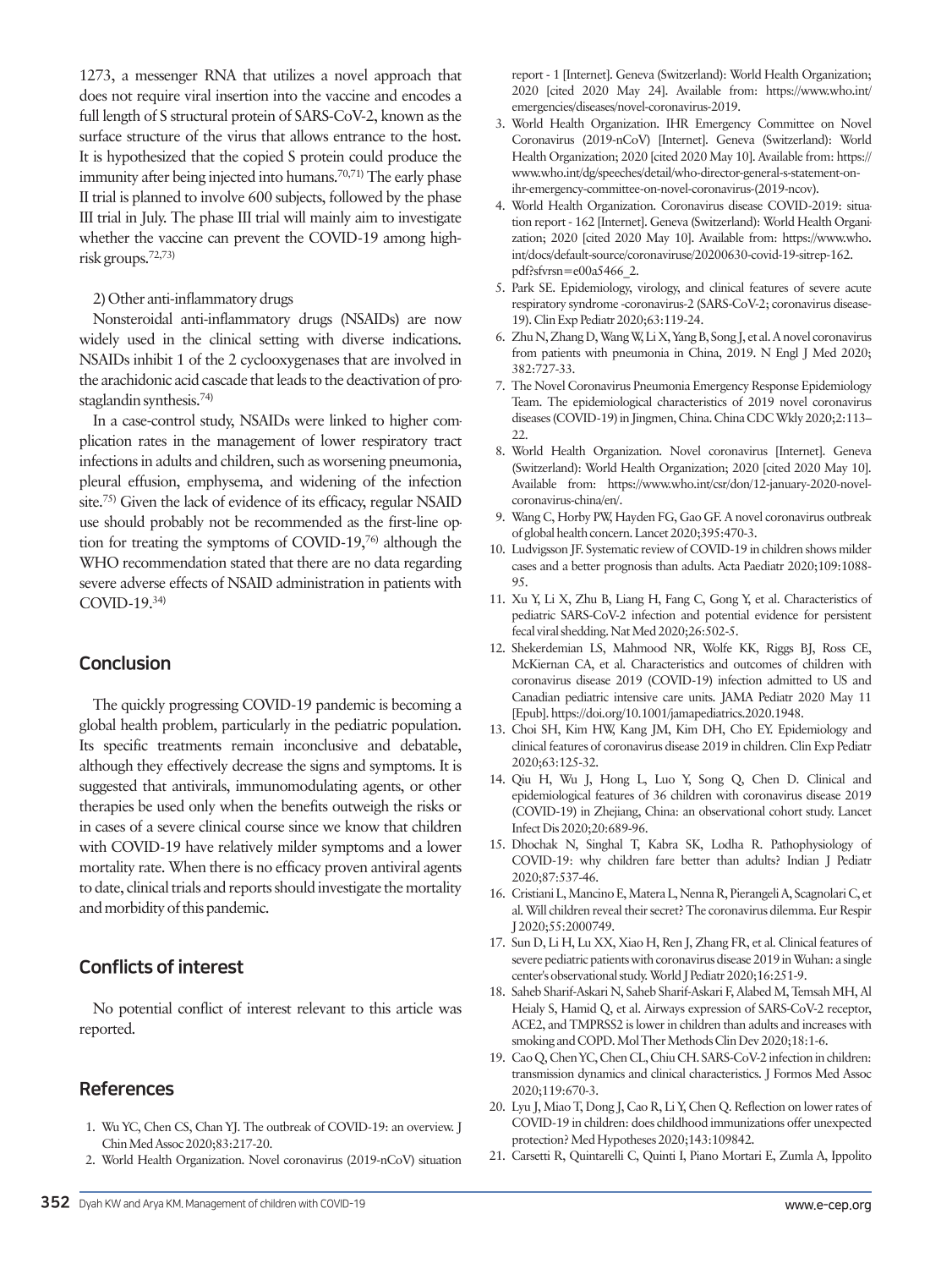1273, a messenger RNA that utilizes a novel approach that does not require viral insertion into the vaccine and encodes a full length of S structural protein of SARS-CoV-2, known as the surface structure of the virus that allows entrance to the host. It is hypothesized that the copied S protein could produce the immunity after being injected into humans.[70,71] The early phase II trial is planned to involve 600 subjects, followed by the phase III trial in July. The phase III trial will mainly aim to investigate whether the vaccine can prevent the COVID-19 among high-risk groups.[72,73]

2) Other anti-inflammatory drugs

Nonsteroidal anti-inflammatory drugs (NSAIDs) are now widely used in the clinical setting with diverse indications. NSAIDs inhibit 1 of the 2 cyclooxygenases that are involved in the arachidonic acid cascade that leads to the deactivation of prostaglandin synthesis.[74]

In a case-control study, NSAIDs were linked to higher complication rates in the management of lower respiratory tract infections in adults and children, such as worsening pneumonia, pleural effusion, emphysema, and widening of the infection site.[75] Given the lack of evidence of its efficacy, regular NSAID use should probably not be recommended as the first-line option for treating the symptoms of COVID-19,[76] although the WHO recommendation stated that there are no data regarding severe adverse effects of NSAID administration in patients with COVID-19.[34]

## Conclusion

The quickly progressing COVID-19 pandemic is becoming a global health problem, particularly in the pediatric population. Its specific treatments remain inconclusive and debatable, although they effectively decrease the signs and symptoms. It is suggested that antivirals, immunomodulating agents, or other therapies be used only when the benefits outweigh the risks or in cases of a severe clinical course since we know that children with COVID-19 have relatively milder symptoms and a lower mortality rate. When there is no efficacy proven antiviral agents to date, clinical trials and reports should investigate the mortality and morbidity of this pandemic.

## Conflicts of interest

No potential conflict of interest relevant to this article was reported.

## References

1. Wu YC, Chen CS, Chan YJ. The outbreak of COVID-19: an overview. J Chin Med Assoc 2020;83:217-20.
2. World Health Organization. Novel coronavirus (2019-nCoV) situation report - 1 [Internet]. Geneva (Switzerland): World Health Organization; 2020 [cited 2020 May 24]. Available from: https://www.who.int/emergencies/diseases/novel-coronavirus-2019.
3. World Health Organization. IHR Emergency Committee on Novel Coronavirus (2019-nCoV) [Internet]. Geneva (Switzerland): World Health Organization; 2020 [cited 2020 May 10]. Available from: https://www.who.int/dg/speeches/detail/who-director-general-s-statement-on-ihr-emergency-committee-on-novel-coronavirus-(2019-ncov).
4. World Health Organization. Coronavirus disease COVID-2019: situation report - 162 [Internet]. Geneva (Switzerland): World Health Organization; 2020 [cited 2020 May 10]. Available from: https://www.who.int/docs/default-source/coronaviruse/20200630-covid-19-sitrep-162.pdf?sfvrsn=e00a5466_2.
5. Park SE. Epidemiology, virology, and clinical features of severe acute respiratory syndrome -coronavirus-2 (SARS-CoV-2; coronavirus disease-19). Clin Exp Pediatr 2020;63:119-24.
6. Zhu N, Zhang D, Wang W, Li X, Yang B, Song J, et al. A novel coronavirus from patients with pneumonia in China, 2019. N Engl J Med 2020;382:727-33.
7. The Novel Coronavirus Pneumonia Emergency Response Epidemiology Team. The epidemiological characteristics of 2019 novel coronavirus diseases (COVID-19) in Jingmen, China. China CDC Wkly 2020;2:113–22.
8. World Health Organization. Novel coronavirus [Internet]. Geneva (Switzerland): World Health Organization; 2020 [cited 2020 May 10]. Available from: https://www.who.int/csr/don/12-january-2020-novel-coronavirus-china/en/.
9. Wang C, Horby PW, Hayden FG, Gao GF. A novel coronavirus outbreak of global health concern. Lancet 2020;395:470-3.
10. Ludvigsson JF. Systematic review of COVID-19 in children shows milder cases and a better prognosis than adults. Acta Paediatr 2020;109:1088-95.
11. Xu Y, Li X, Zhu B, Liang H, Fang C, Gong Y, et al. Characteristics of pediatric SARS-CoV-2 infection and potential evidence for persistent fecal viral shedding. Nat Med 2020;26:502-5.
12. Shekerdemian LS, Mahmood NR, Wolfe KK, Riggs BJ, Ross CE, McKiernan CA, et al. Characteristics and outcomes of children with coronavirus disease 2019 (COVID-19) infection admitted to US and Canadian pediatric intensive care units. JAMA Pediatr 2020 May 11 [Epub]. https://doi.org/10.1001/jamapediatrics.2020.1948.
13. Choi SH, Kim HW, Kang JM, Kim DH, Cho EY. Epidemiology and clinical features of coronavirus disease 2019 in children. Clin Exp Pediatr 2020;63:125-32.
14. Qiu H, Wu J, Hong L, Luo Y, Song Q, Chen D. Clinical and epidemiological features of 36 children with coronavirus disease 2019 (COVID-19) in Zhejiang, China: an observational cohort study. Lancet Infect Dis 2020;20:689-96.
15. Dhochak N, Singhal T, Kabra SK, Lodha R. Pathophysiology of COVID-19: why children fare better than adults? Indian J Pediatr 2020;87:537-46.
16. Cristiani L, Mancino E, Matera L, Nenna R, Pierangeli A, Scagnolari C, et al. Will children reveal their secret? The coronavirus dilemma. Eur Respir J 2020;55:2000749.
17. Sun D, Li H, Lu XX, Xiao H, Ren J, Zhang FR, et al. Clinical features of severe pediatric patients with coronavirus disease 2019 in Wuhan: a single center's observational study. World J Pediatr 2020;16:251-9.
18. Saheb Sharif-Askari N, Saheb Sharif-Askari F, Alabed M, Temsah MH, Al Heialy S, Hamid Q, et al. Airways expression of SARS-CoV-2 receptor, ACE2, and TMPRSS2 is lower in children than adults and increases with smoking and COPD. Mol Ther Methods Clin Dev 2020;18:1-6.
19. Cao Q, Chen YC, Chen CL, Chiu CH. SARS-CoV-2 infection in children: transmission dynamics and clinical characteristics. J Formos Med Assoc 2020;119:670-3.
20. Lyu J, Miao T, Dong J, Cao R, Li Y, Chen Q. Reflection on lower rates of COVID-19 in children: does childhood immunizations offer unexpected protection? Med Hypotheses 2020;143:109842.
21. Carsetti R, Quintarelli C, Quinti I, Piano Mortari E, Zumla A, Ippolito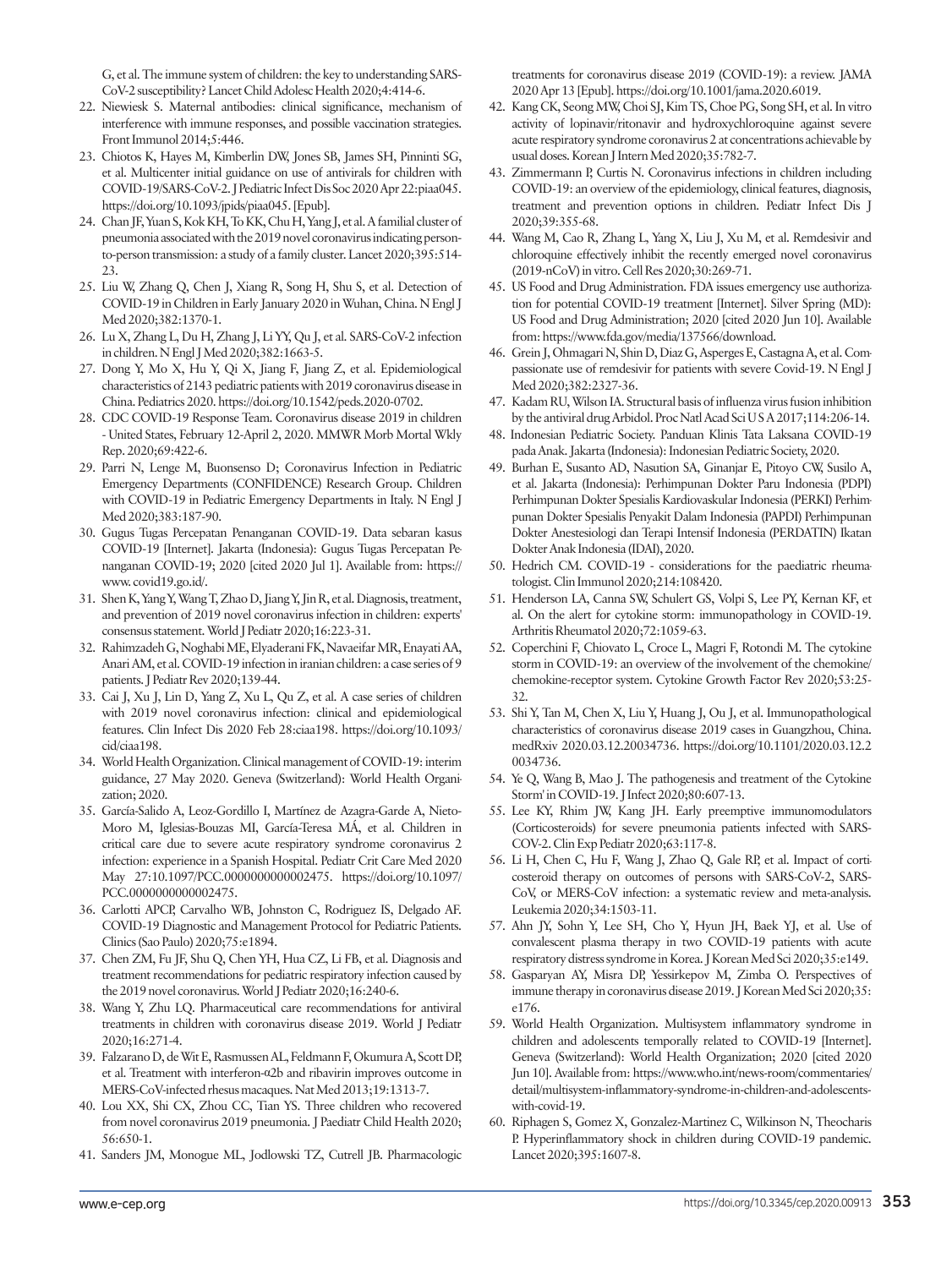G, et al. The immune system of children: the key to understanding SARS-CoV-2 susceptibility? Lancet Child Adolesc Health 2020;4:414-6.

22. Niewiesk S. Maternal antibodies: clinical significance, mechanism of interference with immune responses, and possible vaccination strategies. Front Immunol 2014;5:446.
23. Chiotos K, Hayes M, Kimberlin DW, Jones SB, James SH, Pinninti SG, et al. Multicenter initial guidance on use of antivirals for children with COVID-19/SARS-CoV-2. J Pediatric Infect Dis Soc 2020 Apr 22:piaa045. https://doi.org/10.1093/jpids/piaa045. [Epub].
24. Chan JF, Yuan S, Kok KH, To KK, Chu H, Yang J, et al. A familial cluster of pneumonia associated with the 2019 novel coronavirus indicating person-to-person transmission: a study of a family cluster. Lancet 2020;395:514-23.
25. Liu W, Zhang Q, Chen J, Xiang R, Song H, Shu S, et al. Detection of COVID-19 in Children in Early January 2020 in Wuhan, China. N Engl J Med 2020;382:1370-1.
26. Lu X, Zhang L, Du H, Zhang J, Li YY, Qu J, et al. SARS-CoV-2 infection in children. N Engl J Med 2020;382:1663-5.
27. Dong Y, Mo X, Hu Y, Qi X, Jiang F, Jiang Z, et al. Epidemiological characteristics of 2143 pediatric patients with 2019 coronavirus disease in China. Pediatrics 2020. https://doi.org/10.1542/peds.2020-0702.
28. CDC COVID-19 Response Team. Coronavirus disease 2019 in children - United States, February 12-April 2, 2020. MMWR Morb Mortal Wkly Rep. 2020;69:422-6.
29. Parri N, Lenge M, Buonsenso D; Coronavirus Infection in Pediatric Emergency Departments (CONFIDENCE) Research Group. Children with COVID-19 in Pediatric Emergency Departments in Italy. N Engl J Med 2020;383:187-90.
30. Gugus Tugas Percepatan Penanganan COVID-19. Data sebaran kasus COVID-19 [Internet]. Jakarta (Indonesia): Gugus Tugas Percepatan Penanganan COVID-19; 2020 [cited 2020 Jul 1]. Available from: https://www.covid19.go.id/.
31. Shen K, Yang Y, Wang T, Zhao D, Jiang Y, Jin R, et al. Diagnosis, treatment, and prevention of 2019 novel coronavirus infection in children: experts' consensus statement. World J Pediatr 2020;16:223-31.
32. Rahimzadeh G, Noghabi ME, Elyaderani FK, Navaeifar MR, Enayati AA, Anari AM, et al. COVID-19 infection in iranian children: a case series of 9 patients. J Pediatr Rev 2020;139-44.
33. Cai J, Xu J, Lin D, Yang Z, Xu L, Qu Z, et al. A case series of children with 2019 novel coronavirus infection: clinical and epidemiological features. Clin Infect Dis 2020 Feb 28:ciaa198. https://doi.org/10.1093/cid/ciaa198.
34. World Health Organization. Clinical management of COVID-19: interim guidance, 27 May 2020. Geneva (Switzerland): World Health Organization; 2020.
35. García-Salido A, Leoz-Gordillo I, Martínez de Azagra-Garde A, Nieto-Moro M, Iglesias-Bouzas MI, García-Teresa MÁ, et al. Children in critical care due to severe acute respiratory syndrome coronavirus 2 infection: experience in a Spanish Hospital. Pediatr Crit Care Med 2020 May 27:10.1097/PCC.0000000000002475. https://doi.org/10.1097/PCC.0000000000002475.
36. Carlotti APCP, Carvalho WB, Johnston C, Rodriguez IS, Delgado AF. COVID-19 Diagnostic and Management Protocol for Pediatric Patients. Clinics (Sao Paulo) 2020;75:e1894.
37. Chen ZM, Fu JF, Shu Q, Chen YH, Hua CZ, Li FB, et al. Diagnosis and treatment recommendations for pediatric respiratory infection caused by the 2019 novel coronavirus. World J Pediatr 2020;16:240-6.
38. Wang Y, Zhu LQ. Pharmaceutical care recommendations for antiviral treatments in children with coronavirus disease 2019. World J Pediatr 2020;16:271-4.
39. Falzarano D, de Wit E, Rasmussen AL, Feldmann F, Okumura A, Scott DP, et al. Treatment with interferon-α2b and ribavirin improves outcome in MERS-CoV-infected rhesus macaques. Nat Med 2013;19:1313-7.
40. Lou XX, Shi CX, Zhou CC, Tian YS. Three children who recovered from novel coronavirus 2019 pneumonia. J Paediatr Child Health 2020;56:650-1.
41. Sanders JM, Monogue ML, Jodlowski TZ, Cutrell JB. Pharmacologic treatments for coronavirus disease 2019 (COVID-19): a review. JAMA 2020 Apr 13 [Epub]. https://doi.org/10.1001/jama.2020.6019.
42. Kang CK, Seong MW, Choi SJ, Kim TS, Choe PG, Song SH, et al. In vitro activity of lopinavir/ritonavir and hydroxychloroquine against severe acute respiratory syndrome coronavirus 2 at concentrations achievable by usual doses. Korean J Intern Med 2020;35:782-7.
43. Zimmermann P, Curtis N. Coronavirus infections in children including COVID-19: an overview of the epidemiology, clinical features, diagnosis, treatment and prevention options in children. Pediatr Infect Dis J 2020;39:355-68.
44. Wang M, Cao R, Zhang L, Yang X, Liu J, Xu M, et al. Remdesivir and chloroquine effectively inhibit the recently emerged novel coronavirus (2019-nCoV) in vitro. Cell Res 2020;30:269-71.
45. US Food and Drug Administration. FDA issues emergency use authorization for potential COVID-19 treatment [Internet]. Silver Spring (MD): US Food and Drug Administration; 2020 [cited 2020 Jun 10]. Available from: https://www.fda.gov/media/137566/download.
46. Grein J, Ohmagari N, Shin D, Diaz G, Asperges E, Castagna A, et al. Compassionate use of remdesivir for patients with severe Covid-19. N Engl J Med 2020;382:2327-36.
47. Kadam RU, Wilson IA. Structural basis of influenza virus fusion inhibition by the antiviral drug Arbidol. Proc Natl Acad Sci U S A 2017;114:206-14.
48. Indonesian Pediatric Society. Panduan Klinis Tata Laksana COVID-19 pada Anak. Jakarta (Indonesia): Indonesian Pediatric Society, 2020.
49. Burhan E, Susanto AD, Nasution SA, Ginanjar E, Pitoyo CW, Susilo A, et al. Jakarta (Indonesia): Perhimpunan Dokter Paru Indonesia (PDPI) Perhimpunan Dokter Spesialis Kardiovaskular Indonesia (PERKI) Perhimpunan Dokter Spesialis Penyakit Dalam Indonesia (PAPDI) Perhimpunan Dokter Anestesiologi dan Terapi Intensif Indonesia (PERDATIN) Ikatan Dokter Anak Indonesia (IDAI), 2020.
50. Hedrich CM. COVID-19 - considerations for the paediatric rheumatologist. Clin Immunol 2020;214:108420.
51. Henderson LA, Canna SW, Schulert GS, Volpi S, Lee PY, Kernan KF, et al. On the alert for cytokine storm: immunopathology in COVID-19. Arthritis Rheumatol 2020;72:1059-63.
52. Coperchini F, Chiovato L, Croce L, Magri F, Rotondi M. The cytokine storm in COVID-19: an overview of the involvement of the chemokine/chemokine-receptor system. Cytokine Growth Factor Rev 2020;53:25-32.
53. Shi Y, Tan M, Chen X, Liu Y, Huang J, Ou J, et al. Immunopathological characteristics of coronavirus disease 2019 cases in Guangzhou, China. medRxiv 2020.03.12.20034736. https://doi.org/10.1101/2020.03.12.20034736.
54. Ye Q, Wang B, Mao J. The pathogenesis and treatment of the 'Cytokine Storm' in COVID-19. J Infect 2020;80:607-13.
55. Lee KY, Rhim JW, Kang JH. Early preemptive immunomodulators (Corticosteroids) for severe pneumonia patients infected with SARS-COV-2. Clin Exp Pediatr 2020;63:117-8.
56. Li H, Chen C, Hu F, Wang J, Zhao Q, Gale RP, et al. Impact of corticosteroid therapy on outcomes of persons with SARS-CoV-2, SARS-CoV, or MERS-CoV infection: a systematic review and meta-analysis. Leukemia 2020;34:1503-11.
57. Ahn JY, Sohn Y, Lee SH, Cho Y, Hyun JH, Baek YJ, et al. Use of convalescent plasma therapy in two COVID-19 patients with acute respiratory distress syndrome in Korea. J Korean Med Sci 2020;35:e149.
58. Gasparyan AY, Misra DP, Yessirkepov M, Zimba O. Perspectives of immune therapy in coronavirus disease 2019. J Korean Med Sci 2020;35:e176.
59. World Health Organization. Multisystem inflammatory syndrome in children and adolescents temporally related to COVID-19 [Internet]. Geneva (Switzerland): World Health Organization; 2020 [cited 2020 Jun 10]. Available from: https://www.who.int/news-room/commentaries/detail/multisystem-inflammatory-syndrome-in-children-and-adolescents-with-covid-19.
60. Riphagen S, Gomez X, Gonzalez-Martinez C, Wilkinson N, Theocharis P. Hyperinflammatory shock in children during COVID-19 pandemic. Lancet 2020;395:1607-8.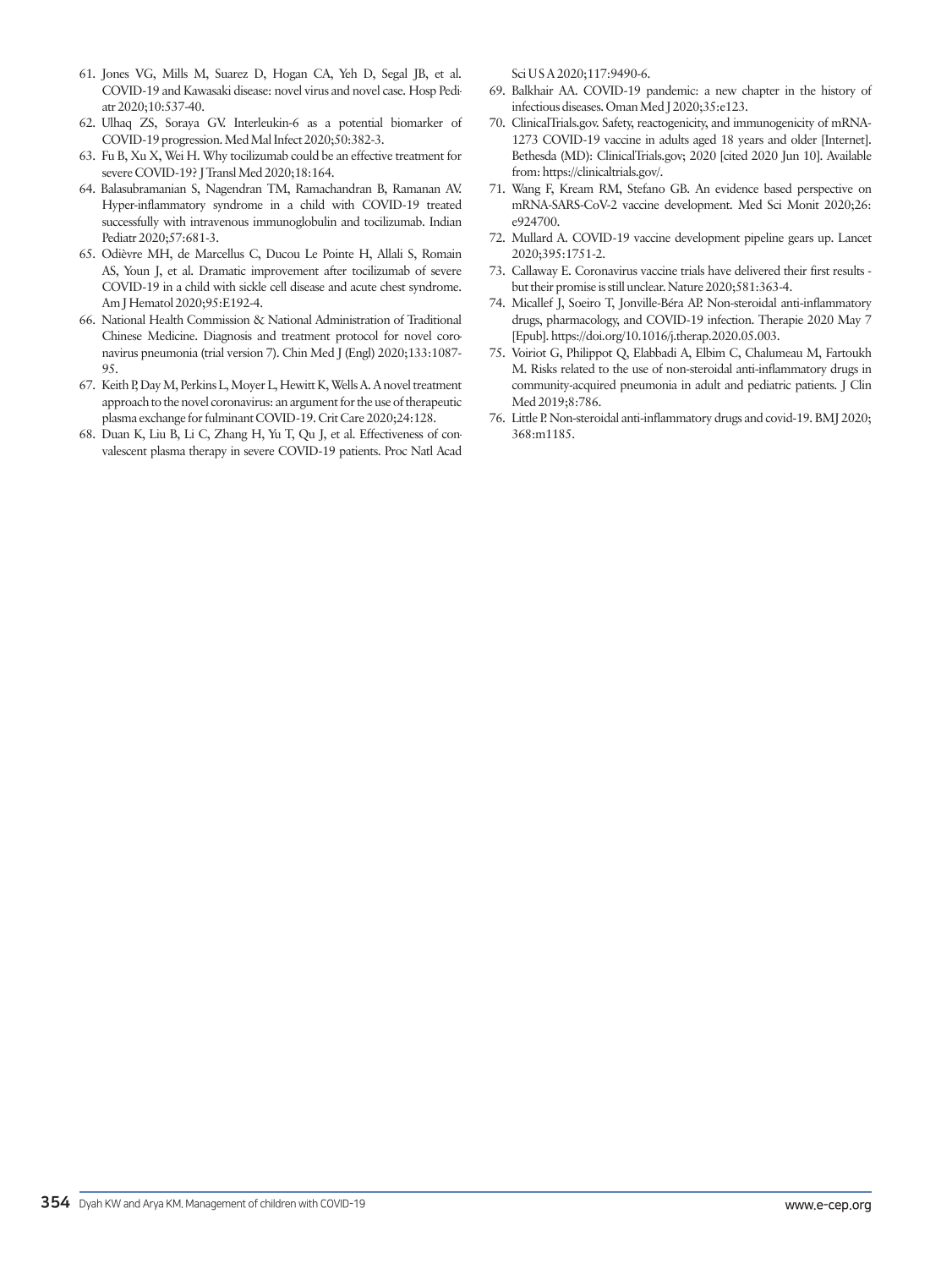61. Jones VG, Mills M, Suarez D, Hogan CA, Yeh D, Segal JB, et al. COVID-19 and Kawasaki disease: novel virus and novel case. Hosp Pediatr 2020;10:537-40.
62. Ulhaq ZS, Soraya GV. Interleukin-6 as a potential biomarker of COVID-19 progression. Med Mal Infect 2020;50:382-3.
63. Fu B, Xu X, Wei H. Why tocilizumab could be an effective treatment for severe COVID-19? J Transl Med 2020;18:164.
64. Balasubramanian S, Nagendran TM, Ramachandran B, Ramanan AV. Hyper-inflammatory syndrome in a child with COVID-19 treated successfully with intravenous immunoglobulin and tocilizumab. Indian Pediatr 2020;57:681-3.
65. Odièvre MH, de Marcellus C, Ducou Le Pointe H, Allali S, Romain AS, Youn J, et al. Dramatic improvement after tocilizumab of severe COVID-19 in a child with sickle cell disease and acute chest syndrome. Am J Hematol 2020;95:E192-4.
66. National Health Commission & National Administration of Traditional Chinese Medicine. Diagnosis and treatment protocol for novel coronavirus pneumonia (trial version 7). Chin Med J (Engl) 2020;133:1087-95.
67. Keith P, Day M, Perkins L, Moyer L, Hewitt K, Wells A. A novel treatment approach to the novel coronavirus: an argument for the use of therapeutic plasma exchange for fulminant COVID-19. Crit Care 2020;24:128.
68. Duan K, Liu B, Li C, Zhang H, Yu T, Qu J, et al. Effectiveness of convalescent plasma therapy in severe COVID-19 patients. Proc Natl Acad Sci U S A 2020;117:9490-6.
69. Balkhair AA. COVID-19 pandemic: a new chapter in the history of infectious diseases. Oman Med J 2020;35:e123.
70. ClinicalTrials.gov. Safety, reactogenicity, and immunogenicity of mRNA-1273 COVID-19 vaccine in adults aged 18 years and older [Internet]. Bethesda (MD): ClinicalTrials.gov; 2020 [cited 2020 Jun 10]. Available from: https://clinicaltrials.gov/.
71. Wang F, Kream RM, Stefano GB. An evidence based perspective on mRNA-SARS-CoV-2 vaccine development. Med Sci Monit 2020;26:e924700.
72. Mullard A. COVID-19 vaccine development pipeline gears up. Lancet 2020;395:1751-2.
73. Callaway E. Coronavirus vaccine trials have delivered their first results - but their promise is still unclear. Nature 2020;581:363-4.
74. Micallef J, Soeiro T, Jonville-Béra AP. Non-steroidal anti-inflammatory drugs, pharmacology, and COVID-19 infection. Therapie 2020 May 7 [Epub]. https://doi.org/10.1016/j.therap.2020.05.003.
75. Voiriot G, Philippot Q, Elabbadi A, Elbim C, Chalumeau M, Fartoukh M. Risks related to the use of non-steroidal anti-inflammatory drugs in community-acquired pneumonia in adult and pediatric patients. J Clin Med 2019;8:786.
76. Little P. Non-steroidal anti-inflammatory drugs and covid-19. BMJ 2020;368:m1185.